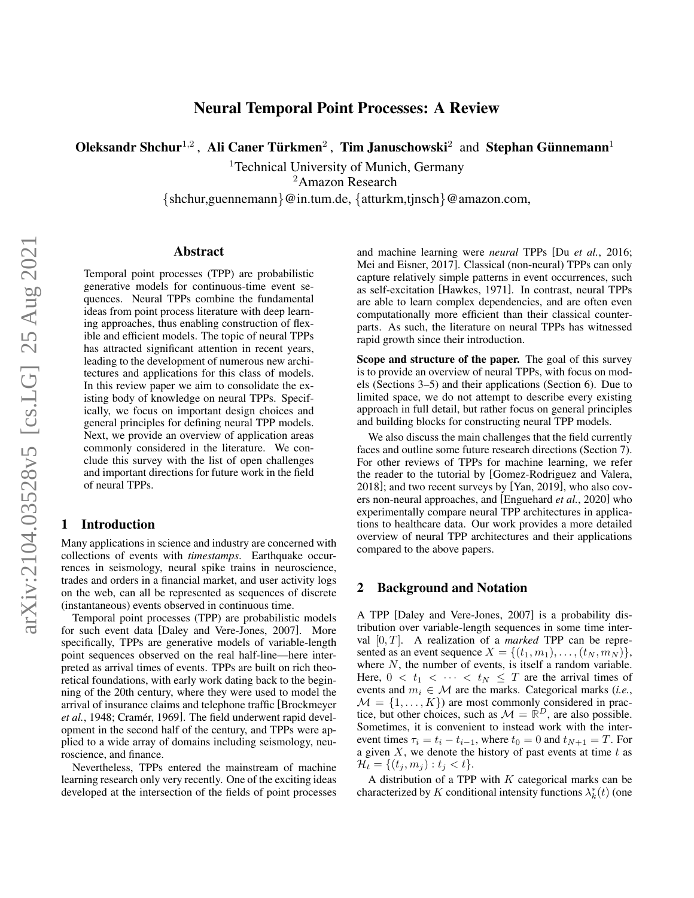# Neural Temporal Point Processes: A Review

**Oleksandr Shchur**[1,2], **Ali Caner Türkmen**[2], **Tim Januschowski**[2] and **Stephan Günnemann**[1]

[1]Technical University of Munich, Germany
[2]Amazon Research
{shchur,guennemann}@in.tum.de, {atturkm,tjnsch}@amazon.com,

## Abstract

Temporal point processes (TPP) are probabilistic generative models for continuous-time event sequences. Neural TPPs combine the fundamental ideas from point process literature with deep learning approaches, thus enabling construction of flexible and efficient models. The topic of neural TPPs has attracted significant attention in recent years, leading to the development of numerous new architectures and applications for this class of models. In this review paper we aim to consolidate the existing body of knowledge on neural TPPs. Specifically, we focus on important design choices and general principles for defining neural TPP models. Next, we provide an overview of application areas commonly considered in the literature. We conclude this survey with the list of open challenges and important directions for future work in the field of neural TPPs.

## 1 Introduction

Many applications in science and industry are concerned with collections of events with *timestamps*. Earthquake occurrences in seismology, neural spike trains in neuroscience, trades and orders in a financial market, and user activity logs on the web, can all be represented as sequences of discrete (instantaneous) events observed in continuous time.

Temporal point processes (TPP) are probabilistic models for such event data [Daley and Vere-Jones, 2007]. More specifically, TPPs are generative models of variable-length point sequences observed on the real half-line—here interpreted as arrival times of events. TPPs are built on rich theoretical foundations, with early work dating back to the beginning of the 20th century, where they were used to model the arrival of insurance claims and telephone traffic [Brockmeyer *et al.*, 1948; Cramér, 1969]. The field underwent rapid development in the second half of the century, and TPPs were applied to a wide array of domains including seismology, neuroscience, and finance.

Nevertheless, TPPs entered the mainstream of machine learning research only very recently. One of the exciting ideas developed at the intersection of the fields of point processes and machine learning were *neural* TPPs [Du *et al.*, 2016; Mei and Eisner, 2017]. Classical (non-neural) TPPs can only capture relatively simple patterns in event occurrences, such as self-excitation [Hawkes, 1971]. In contrast, neural TPPs are able to learn complex dependencies, and are often even computationally more efficient than their classical counterparts. As such, the literature on neural TPPs has witnessed rapid growth since their introduction.

**Scope and structure of the paper.** The goal of this survey is to provide an overview of neural TPPs, with focus on models (Sections 3–5) and their applications (Section 6). Due to limited space, we do not attempt to describe every existing approach in full detail, but rather focus on general principles and building blocks for constructing neural TPP models.

We also discuss the main challenges that the field currently faces and outline some future research directions (Section 7). For other reviews of TPPs for machine learning, we refer the reader to the tutorial by [Gomez-Rodriguez and Valera, 2018]; and two recent surveys by [Yan, 2019], who also covers non-neural approaches, and [Enguehard *et al.*, 2020] who experimentally compare neural TPP architectures in applications to healthcare data. Our work provides a more detailed overview of neural TPP architectures and their applications compared to the above papers.

## 2 Background and Notation

A TPP [Daley and Vere-Jones, 2007] is a probability distribution over variable-length sequences in some time interval $[0, T]$. A realization of a *marked* TPP can be represented as an event sequence $X = \{(t_1, m_1), \dots, (t_N, m_N)\}$, where $N$, the number of events, is itself a random variable. Here, $0 < t_1 < \cdots < t_N \leq T$ are the arrival times of events and $m_i \in \mathcal{M}$ are the marks. Categorical marks (*i.e.*, $\mathcal{M} = \{1, \dots, K\}$) are most commonly considered in practice, but other choices, such as $\mathcal{M} = \mathbb{R}^D$, are also possible. Sometimes, it is convenient to instead work with the inter-event times $\tau_i = t_i - t_{i-1}$, where $t_0 = 0$ and $t_{N+1} = T$. For a given $X$, we denote the history of past events at time $t$ as $\mathcal{H}_t = \{(t_j, m_j) : t_j < t\}$.

A distribution of a TPP with $K$ categorical marks can be characterized by $K$ conditional intensity functions $\lambda_k^*(t)$ (one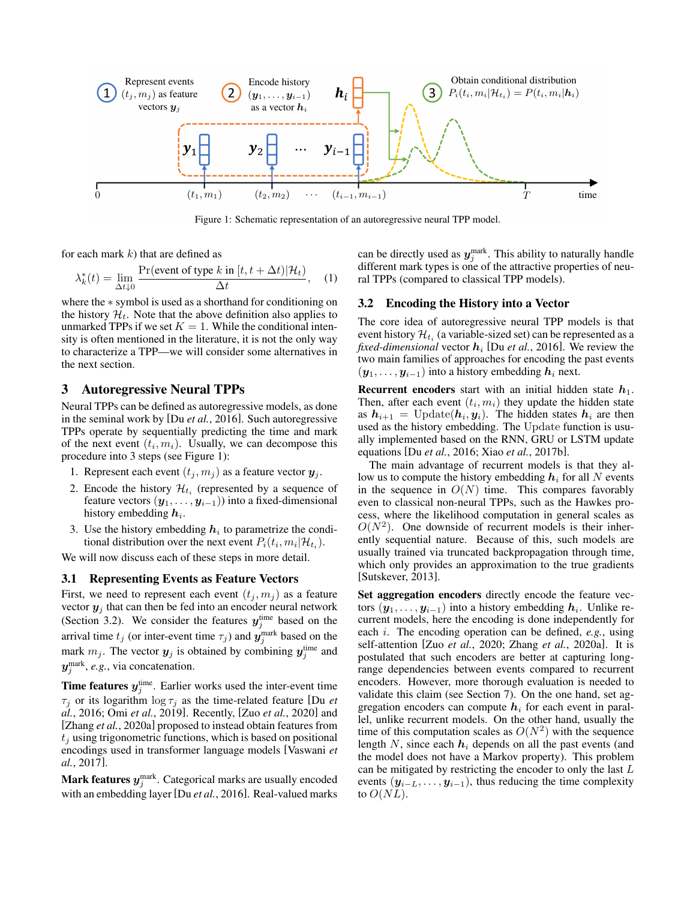Figure 1: Schematic representation of an autoregressive neural TPP model.

for each mark $k$) that are defined as

$$\lambda_k^*(t) = \lim_{\Delta t \downarrow 0} \frac{\Pr(\text{event of type } k \text{ in } [t, t + \Delta t) | \mathcal{H}_t)}{\Delta t}, \quad (1)$$

where the $*$ symbol is used as a shorthand for conditioning on the history $\mathcal{H}_t$. Note that the above definition also applies to unmarked TPPs if we set $K = 1$. While the conditional intensity is often mentioned in the literature, it is not the only way to characterize a TPP—we will consider some alternatives in the next section.

## 3 Autoregressive Neural TPPs

Neural TPPs can be defined as autoregressive models, as done in the seminal work by [Du *et al.*, 2016]. Such autoregressive TPPs operate by sequentially predicting the time and mark of the next event $(t_i, m_i)$. Usually, we can decompose this procedure into 3 steps (see Figure 1):

1. Represent each event $(t_j, m_j)$ as a feature vector $\boldsymbol{y}_j$.
2. Encode the history $\mathcal{H}_{t_i}$ (represented by a sequence of feature vectors $(\boldsymbol{y}_1, \dots, \boldsymbol{y}_{i-1})$) into a fixed-dimensional history embedding $\boldsymbol{h}_i$.
3. Use the history embedding $\boldsymbol{h}_i$ to parametrize the conditional distribution over the next event $P_i(t_i, m_i | \mathcal{H}_{t_i})$.

We will now discuss each of these steps in more detail.

### 3.1 Representing Events as Feature Vectors

First, we need to represent each event $(t_j, m_j)$ as a feature vector $\boldsymbol{y}_j$ that can then be fed into an encoder neural network (Section 3.2). We consider the features $\boldsymbol{y}_j^{\text{time}}$ based on the arrival time $t_j$ (or inter-event time $\tau_j$) and $\boldsymbol{y}_j^{\text{mark}}$ based on the mark $m_j$. The vector $\boldsymbol{y}_j$ is obtained by combining $\boldsymbol{y}_j^{\text{time}}$ and $\boldsymbol{y}_j^{\text{mark}}$, *e.g.*, via concatenation.

**Time features $\boldsymbol{y}_j^{\text{time}}$.** Earlier works used the inter-event time $\tau_j$ or its logarithm $\log \tau_j$ as the time-related feature [Du *et al.*, 2016; Omi *et al.*, 2019]. Recently, [Zuo *et al.*, 2020] and [Zhang *et al.*, 2020a] proposed to instead obtain features from $t_j$ using trigonometric functions, which is based on positional encodings used in transformer language models [Vaswani *et al.*, 2017].

**Mark features $\boldsymbol{y}_j^{\text{mark}}$.** Categorical marks are usually encoded with an embedding layer [Du *et al.*, 2016]. Real-valued marks can be directly used as $\boldsymbol{y}_j^{\text{mark}}$. This ability to naturally handle different mark types is one of the attractive properties of neural TPPs (compared to classical TPP models).

### 3.2 Encoding the History into a Vector

The core idea of autoregressive neural TPP models is that event history $\mathcal{H}_{t_i}$ (a variable-sized set) can be represented as a *fixed-dimensional* vector $\boldsymbol{h}_i$ [Du *et al.*, 2016]. We review the two main families of approaches for encoding the past events $(\boldsymbol{y}_1, \dots, \boldsymbol{y}_{i-1})$ into a history embedding $\boldsymbol{h}_i$ next.

**Recurrent encoders** start with an initial hidden state $\boldsymbol{h}_1$. Then, after each event $(t_i, m_i)$ they update the hidden state as $\boldsymbol{h}_{i+1} = \text{Update}(\boldsymbol{h}_i, \boldsymbol{y}_i)$. The hidden states $\boldsymbol{h}_i$ are then used as the history embedding. The Update function is usually implemented based on the RNN, GRU or LSTM update equations [Du *et al.*, 2016; Xiao *et al.*, 2017b].

The main advantage of recurrent models is that they allow us to compute the history embedding $\boldsymbol{h}_i$ for all $N$ events in the sequence in $O(N)$ time. This compares favorably even to classical non-neural TPPs, such as the Hawkes process, where the likelihood computation in general scales as $O(N^2)$. One downside of recurrent models is their inherently sequential nature. Because of this, such models are usually trained via truncated backpropagation through time, which only provides an approximation to the true gradients [Sutskever, 2013].

**Set aggregation encoders** directly encode the feature vectors $(\boldsymbol{y}_1, \dots, \boldsymbol{y}_{i-1})$ into a history embedding $\boldsymbol{h}_i$. Unlike recurrent models, here the encoding is done independently for each $i$. The encoding operation can be defined, *e.g.*, using self-attention [Zuo *et al.*, 2020; Zhang *et al.*, 2020a]. It is postulated that such encoders are better at capturing long-range dependencies between events compared to recurrent encoders. However, more thorough evaluation is needed to validate this claim (see Section 7). On the one hand, set aggregation encoders can compute $\boldsymbol{h}_i$ for each event in parallel, unlike recurrent models. On the other hand, usually the time of this computation scales as $O(N^2)$ with the sequence length $N$, since each $\boldsymbol{h}_i$ depends on all the past events (and the model does not have a Markov property). This problem can be mitigated by restricting the encoder to only the last $L$ events $(\boldsymbol{y}_{i-L}, \dots, \boldsymbol{y}_{i-1})$, thus reducing the time complexity to $O(NL)$.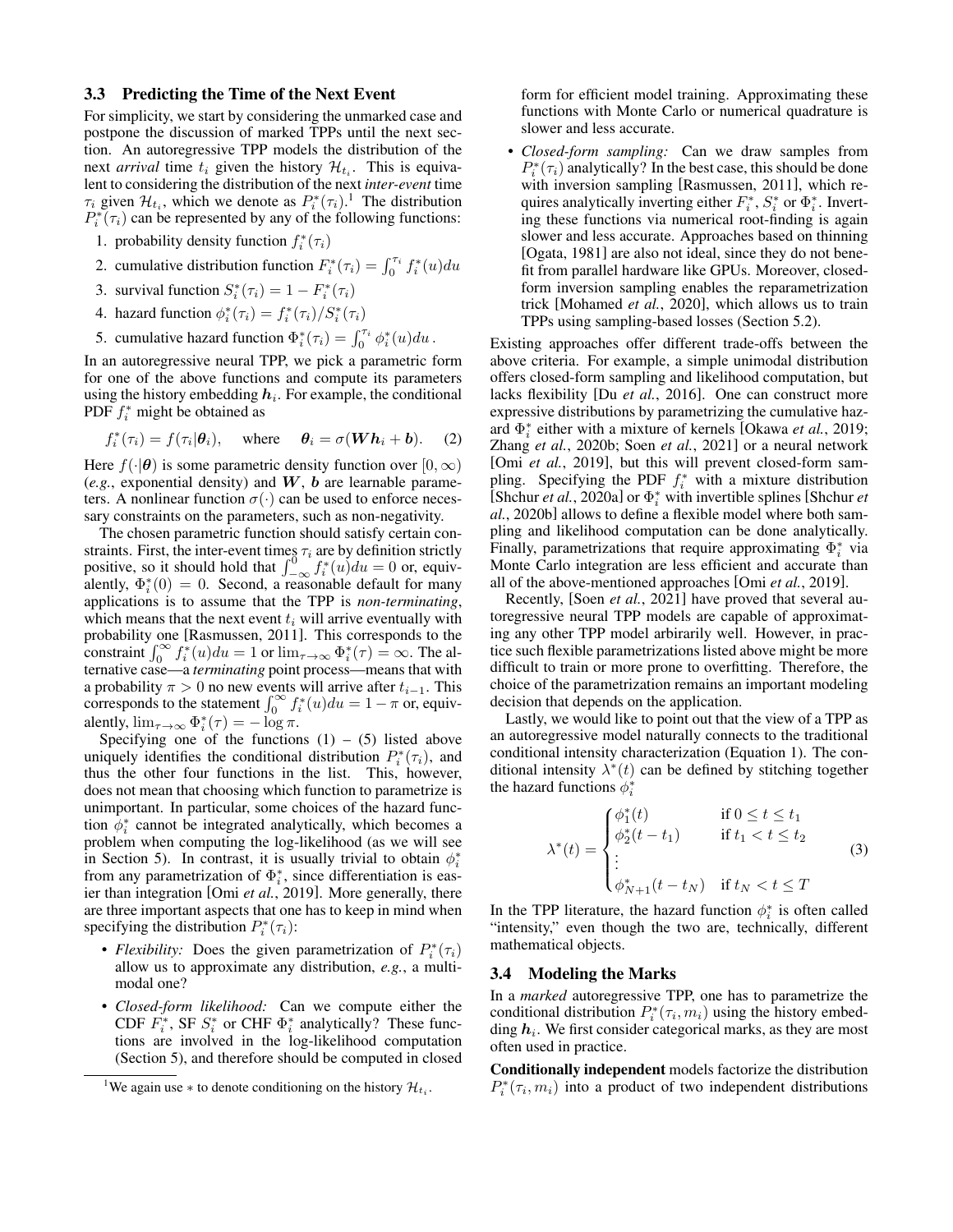### 3.3 Predicting the Time of the Next Event

For simplicity, we start by considering the unmarked case and postpone the discussion of marked TPPs until the next section. An autoregressive TPP models the distribution of the next *arrival* time $t_i$ given the history $\mathcal{H}_{t_i}$. This is equivalent to considering the distribution of the next *inter-event* time $\tau_i$ given $\mathcal{H}_{t_i}$, which we denote as $P_i^*(\tau_i)$.[1] The distribution $P_i^*(\tau_i)$ can be represented by any of the following functions:

1. probability density function $f_i^*(\tau_i)$
2. cumulative distribution function $F_i^*(\tau_i) = \int_0^{\tau_i} f_i^*(u)du$
3. survival function $S_i^*(\tau_i) = 1 - F_i^*(\tau_i)$
4. hazard function $\phi_i^*(\tau_i) = f_i^*(\tau_i)/S_i^*(\tau_i)$
5. cumulative hazard function $\Phi_i^*(\tau_i) = \int_0^{\tau_i} \phi_i^*(u)du$.

In an autoregressive neural TPP, we pick a parametric form for one of the above functions and compute its parameters using the history embedding $\boldsymbol{h}_i$. For example, the conditional PDF $f_i^*$ might be obtained as

$$f_i^*(\tau_i) = f(\tau_i|\boldsymbol{\theta}_i), \quad \text{where} \quad \boldsymbol{\theta}_i = \sigma(\boldsymbol{W}\boldsymbol{h}_i + \boldsymbol{b}). \tag{2}$$

Here $f(\cdot|\boldsymbol{\theta})$ is some parametric density function over $[0, \infty)$ (*e.g.*, exponential density) and $\boldsymbol{W}$, $\boldsymbol{b}$ are learnable parameters. A nonlinear function $\sigma(\cdot)$ can be used to enforce necessary constraints on the parameters, such as non-negativity.

The chosen parametric function should satisfy certain constraints. First, the inter-event times $\tau_i$ are by definition strictly positive, so it should hold that $\int_{-\infty}^0 f_i^*(u)du = 0$ or, equivalently, $\Phi_i^*(0) = 0$. Second, a reasonable default for many applications is to assume that the TPP is *non-terminating*, which means that the next event $t_i$ will arrive eventually with probability one [Rasmussen, 2011]. This corresponds to the constraint $\int_0^\infty f_i^*(u)du = 1$ or $\lim_{\tau\to\infty} \Phi_i^*(\tau) = \infty$. The alternative case—a *terminating* point process—means that with a probability $\pi > 0$ no new events will arrive after $t_{i-1}$. This corresponds to the statement $\int_0^\infty f_i^*(u)du = 1 - \pi$ or, equivalently, $\lim_{\tau\to\infty} \Phi_i^*(\tau) = -\log \pi$.

Specifying one of the functions (1) – (5) listed above uniquely identifies the conditional distribution $P_i^*(\tau_i)$, and thus the other four functions in the list. This, however, does not mean that choosing which function to parametrize is unimportant. In particular, some choices of the hazard function $\phi_i^*$ cannot be integrated analytically, which becomes a problem when computing the log-likelihood (as we will see in Section 5). In contrast, it is usually trivial to obtain $\phi_i^*$ from any parametrization of $\Phi_i^*$, since differentiation is easier than integration [Omi *et al.*, 2019]. More generally, there are three important aspects that one has to keep in mind when specifying the distribution $P_i^*(\tau_i)$:

- *Flexibility:* Does the given parametrization of $P_i^*(\tau_i)$ allow us to approximate any distribution, *e.g.*, a multimodal one?
- *Closed-form likelihood:* Can we compute either the CDF $F_i^*$, SF $S_i^*$ or CHF $\Phi_i^*$ analytically? These functions are involved in the log-likelihood computation (Section 5), and therefore should be computed in closed form for efficient model training. Approximating these functions with Monte Carlo or numerical quadrature is slower and less accurate.
- *Closed-form sampling:* Can we draw samples from $P_i^*(\tau_i)$ analytically? In the best case, this should be done with inversion sampling [Rasmussen, 2011], which requires analytically inverting either $F_i^*$, $S_i^*$ or $\Phi_i^*$. Inverting these functions via numerical root-finding is again slower and less accurate. Approaches based on thinning [Ogata, 1981] are also not ideal, since they do not benefit from parallel hardware like GPUs. Moreover, closed-form inversion sampling enables the reparametrization trick [Mohamed *et al.*, 2020], which allows us to train TPPs using sampling-based losses (Section 5.2).

Existing approaches offer different trade-offs between the above criteria. For example, a simple unimodal distribution offers closed-form sampling and likelihood computation, but lacks flexibility [Du *et al.*, 2016]. One can construct more expressive distributions by parametrizing the cumulative hazard $\Phi_i^*$ either with a mixture of kernels [Okawa *et al.*, 2019; Zhang *et al.*, 2020b; Soen *et al.*, 2021] or a neural network [Omi *et al.*, 2019], but this will prevent closed-form sampling. Specifying the PDF $f_i^*$ with a mixture distribution [Shchur *et al.*, 2020a] or $\Phi_i^*$ with invertible splines [Shchur *et al.*, 2020b] allows to define a flexible model where both sampling and likelihood computation can be done analytically. Finally, parametrizations that require approximating $\Phi_i^*$ via Monte Carlo integration are less efficient and accurate than all of the above-mentioned approaches [Omi *et al.*, 2019].

Recently, [Soen *et al.*, 2021] have proved that several autoregressive neural TPP models are capable of approximating any other TPP model arbirarily well. However, in practice such flexible parametrizations listed above might be more difficult to train or more prone to overfitting. Therefore, the choice of the parametrization remains an important modeling decision that depends on the application.

Lastly, we would like to point out that the view of a TPP as an autoregressive model naturally connects to the traditional conditional intensity characterization (Equation 1). The conditional intensity $\lambda^*(t)$ can be defined by stitching together the hazard functions $\phi_i^*$

$$\lambda^*(t) = \begin{cases} \phi_1^*(t) & \text{if } 0 \le t \le t_1 \\ \phi_2^*(t - t_1) & \text{if } t_1 < t \le t_2 \\ \vdots \\ \phi_{N+1}^*(t - t_N) & \text{if } t_N < t \le T \end{cases} \tag{3}$$

In the TPP literature, the hazard function $\phi_i^*$ is often called "intensity," even though the two are, technically, different mathematical objects.

### 3.4 Modeling the Marks

In a *marked* autoregressive TPP, one has to parametrize the conditional distribution $P_i^*(\tau_i, m_i)$ using the history embedding $\boldsymbol{h}_i$. We first consider categorical marks, as they are most often used in practice.

**Conditionally independent** models factorize the distribution $P_i^*(\tau_i, m_i)$ into a product of two independent distributions

[1] We again use $*$ to denote conditioning on the history $\mathcal{H}_{t_i}$.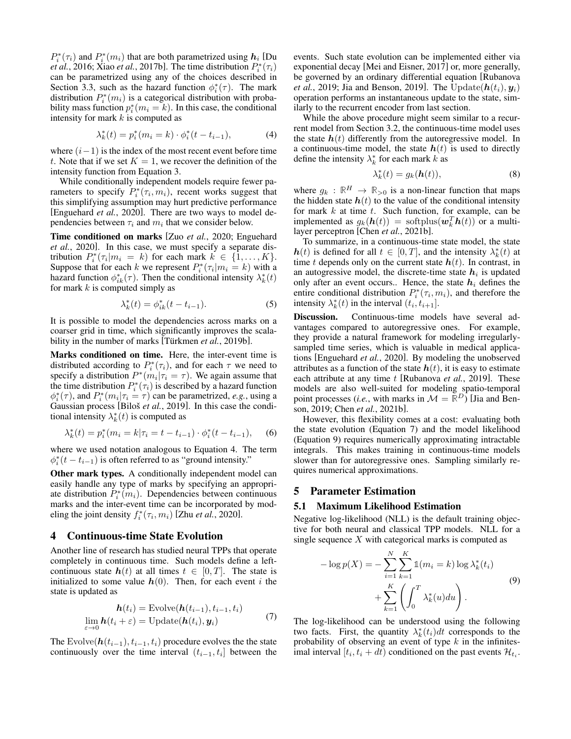$P_i^*(\tau_i)$ and $P_i^*(m_i)$ that are both parametrized using $\boldsymbol{h}_i$ [Du *et al.*, 2016; Xiao *et al.*, 2017b]. The time distribution $P_i^*(\tau_i)$ can be parametrized using any of the choices described in Section 3.3, such as the hazard function $\phi_i^*(\tau)$. The mark distribution $P_i^*(m_i)$ is a categorical distribution with probability mass function $p_i^*(m_i = k)$. In this case, the conditional intensity for mark $k$ is computed as

$$\lambda_k^*(t) = p_i^*(m_i = k) \cdot \phi_i^*(t - t_{i-1}), \tag{4}$$

where $(i-1)$ is the index of the most recent event before time $t$. Note that if we set $K = 1$, we recover the definition of the intensity function from Equation 3.

While conditionally independent models require fewer parameters to specify $P_i^*(\tau_i, m_i)$, recent works suggest that this simplifying assumption may hurt predictive performance [Enguehard *et al.*, 2020]. There are two ways to model dependencies between $\tau_i$ and $m_i$ that we consider below.

**Time conditioned on marks** [Zuo *et al.*, 2020; Enguehard *et al.*, 2020]. In this case, we must specify a separate distribution $P_i^*(\tau_i | m_i = k)$ for each mark $k \in \{1, \dots, K\}$. Suppose that for each $k$ we represent $P_i^*(\tau_i | m_i = k)$ with a hazard function $\phi_{ik}^*(\tau)$. Then the conditional intensity $\lambda_k^*(t)$ for mark $k$ is computed simply as

$$\lambda_k^*(t) = \phi_{ik}^*(t - t_{i-1}). \tag{5}$$

It is possible to model the dependencies across marks on a coarser grid in time, which significantly improves the scalability in the number of marks [Türkmen *et al.*, 2019b].

**Marks conditioned on time.** Here, the inter-event time is distributed according to $P_i^*(\tau_i)$, and for each $\tau$ we need to specify a distribution $P^*(m_i | \tau_i = \tau)$. We again assume that the time distribution $P_i^*(\tau_i)$ is described by a hazard function $\phi_i^*(\tau)$, and $P_i^*(m_i | \tau_i = \tau)$ can be parametrized, *e.g.*, using a Gaussian process [Biloš *et al.*, 2019]. In this case the conditional intensity $\lambda_k^*(t)$ is computed as

$$\lambda_k^*(t) = p_i^*(m_i = k | \tau_i = t - t_{i-1}) \cdot \phi_i^*(t - t_{i-1}), \tag{6}$$

where we used notation analogous to Equation 4. The term $\phi_i^*(t - t_{i-1})$ is often referred to as "ground intensity."

**Other mark types.** A conditionally independent model can easily handle any type of marks by specifying an appropriate distribution $P_i^*(m_i)$. Dependencies between continuous marks and the inter-event time can be incorporated by modeling the joint density $f_i^*(\tau_i, m_i)$ [Zhu *et al.*, 2020].

## 4 Continuous-time State Evolution

Another line of research has studied neural TPPs that operate completely in continuous time. Such models define a left-continuous state $\boldsymbol{h}(t)$ at all times $t \in [0, T]$. The state is initialized to some value $\boldsymbol{h}(0)$. Then, for each event $i$ the state is updated as

$$\begin{aligned} \boldsymbol{h}(t_i) &= \text{Evolve}(\boldsymbol{h}(t_{i-1}), t_{i-1}, t_i) \\ \lim_{\varepsilon \to 0} \boldsymbol{h}(t_i + \varepsilon) &= \text{Update}(\boldsymbol{h}(t_i), \boldsymbol{y}_i) \end{aligned} \tag{7}$$

The $\text{Evolve}(\boldsymbol{h}(t_{i-1}), t_{i-1}, t_i)$ procedure evolves the the state continuously over the time interval $(t_{i-1}, t_i]$ between the events. Such state evolution can be implemented either via exponential decay [Mei and Eisner, 2017] or, more generally, be governed by an ordinary differential equation [Rubanova *et al.*, 2019; Jia and Benson, 2019]. The $\text{Update}(\boldsymbol{h}(t_i), \boldsymbol{y}_i)$ operation performs an instantaneous update to the state, similarly to the recurrent encoder from last section.

While the above procedure might seem similar to a recurrent model from Section 3.2, the continuous-time model uses the state $\boldsymbol{h}(t)$ differently from the autoregressive model. In a continuous-time model, the state $\boldsymbol{h}(t)$ is used to directly define the intensity $\lambda_k^*$ for each mark $k$ as

$$\lambda_k^*(t) = g_k(\boldsymbol{h}(t)), \tag{8}$$

where $g_k : \mathbb{R}^H \to \mathbb{R}_{>0}$ is a non-linear function that maps the hidden state $\boldsymbol{h}(t)$ to the value of the conditional intensity for mark $k$ at time $t$. Such function, for example, can be implemented as $g_k(\boldsymbol{h}(t)) = \text{softplus}(\boldsymbol{w}_k^T \boldsymbol{h}(t))$ or a multi-layer perceptron [Chen *et al.*, 2021b].

To summarize, in a continuous-time state model, the state $\boldsymbol{h}(t)$ is defined for all $t \in [0, T]$, and the intensity $\lambda_k^*(t)$ at time $t$ depends only on the current state $\boldsymbol{h}(t)$. In contrast, in an autogressive model, the discrete-time state $\boldsymbol{h}_i$ is updated only after an event occurs.. Hence, the state $\boldsymbol{h}_i$ defines the entire conditional distribution $P_i^*(\tau_i, m_i)$, and therefore the intensity $\lambda_k^*(t)$ in the interval $(t_i, t_{i+1}]$.

**Discussion.** Continuous-time models have several advantages compared to autoregressive ones. For example, they provide a natural framework for modeling irregularly-sampled time series, which is valuable in medical applications [Enguehard *et al.*, 2020]. By modeling the unobserved attributes as a function of the state $\boldsymbol{h}(t)$, it is easy to estimate each attribute at any time $t$ [Rubanova *et al.*, 2019]. These models are also well-suited for modeling spatio-temporal point processes (*i.e.*, with marks in $\mathcal{M} = \mathbb{R}^D$) [Jia and Benson, 2019; Chen *et al.*, 2021b].

However, this flexibility comes at a cost: evaluating both the state evolution (Equation 7) and the model likelihood (Equation 9) requires numerically approximating intractable integrals. This makes training in continuous-time models slower than for autoregressive ones. Sampling similarly requires numerical approximations.

## 5 Parameter Estimation

### 5.1 Maximum Likelihood Estimation

Negative log-likelihood (NLL) is the default training objective for both neural and classical TPP models. NLL for a single sequence $X$ with categorical marks is computed as

$$\begin{aligned} -\log p(X) = &- \sum_{i=1}^{N} \sum_{k=1}^{K} \mathbb{1}(m_i = k) \log \lambda_k^*(t_i) \\ &+ \sum_{k=1}^{K} \left( \int_0^T \lambda_k^*(u) du \right). \end{aligned} \tag{9}$$

The log-likelihood can be understood using the following two facts. First, the quantity $\lambda_k^*(t_i)dt$ corresponds to the probability of observing an event of type $k$ in the infinitesimal interval $[t_i, t_i + dt)$ conditioned on the past events $\mathcal{H}_{t_i}$.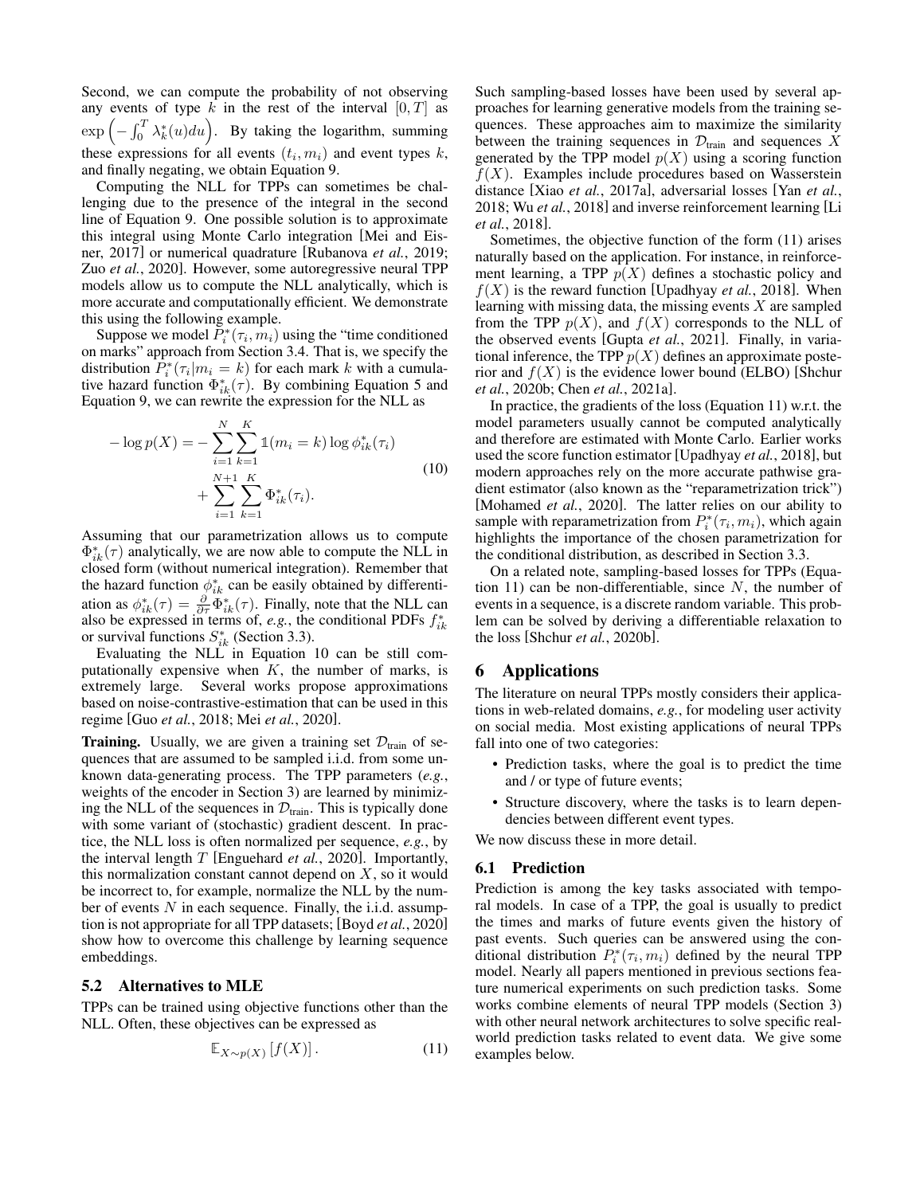Second, we can compute the probability of not observing any events of type $k$ in the rest of the interval $[0, T]$ as $\exp\left(-\int_0^T \lambda_k^*(u)du\right)$. By taking the logarithm, summing these expressions for all events $(t_i, m_i)$ and event types $k$, and finally negating, we obtain Equation 9.

Computing the NLL for TPPs can sometimes be challenging due to the presence of the integral in the second line of Equation 9. One possible solution is to approximate this integral using Monte Carlo integration [Mei and Eisner, 2017] or numerical quadrature [Rubanova *et al.*, 2019; Zuo *et al.*, 2020]. However, some autoregressive neural TPP models allow us to compute the NLL analytically, which is more accurate and computationally efficient. We demonstrate this using the following example.

Suppose we model $P_i^*(\tau_i, m_i)$ using the "time conditioned on marks" approach from Section 3.4. That is, we specify the distribution $P_i^*(\tau_i | m_i = k)$ for each mark $k$ with a cumulative hazard function $\Phi_{ik}^*(\tau)$. By combining Equation 5 and Equation 9, we can rewrite the expression for the NLL as

$$
\begin{aligned}
-\log p(X) = &-\sum_{i=1}^{N}\sum_{k=1}^{K} \mathbb{1}(m_i = k) \log \phi_{ik}^*(\tau_i) \\
&+ \sum_{i=1}^{N+1}\sum_{k=1}^{K} \Phi_{ik}^*(\tau_i).
\end{aligned}
\tag{10}
$$

Assuming that our parametrization allows us to compute $\Phi_{ik}^*(\tau)$ analytically, we are now able to compute the NLL in closed form (without numerical integration). Remember that the hazard function $\phi_{ik}^*$ can be easily obtained by differentiation as $\phi_{ik}^*(\tau) = \frac{\partial}{\partial \tau}\Phi_{ik}^*(\tau)$. Finally, note that the NLL can also be expressed in terms of, *e.g.*, the conditional PDFs $f_{ik}^*$ or survival functions $S_{ik}^*$ (Section 3.3).

Evaluating the NLL in Equation 10 can be still computationally expensive when $K$, the number of marks, is extremely large. Several works propose approximations based on noise-contrastive-estimation that can be used in this regime [Guo *et al.*, 2018; Mei *et al.*, 2020].

**Training.** Usually, we are given a training set $\mathcal{D}_{\text{train}}$ of sequences that are assumed to be sampled i.i.d. from some unknown data-generating process. The TPP parameters (*e.g.*, weights of the encoder in Section 3) are learned by minimizing the NLL of the sequences in $\mathcal{D}_{\text{train}}$. This is typically done with some variant of (stochastic) gradient descent. In practice, the NLL loss is often normalized per sequence, *e.g.*, by the interval length $T$ [Enguehard *et al.*, 2020]. Importantly, this normalization constant cannot depend on $X$, so it would be incorrect to, for example, normalize the NLL by the number of events $N$ in each sequence. Finally, the i.i.d. assumption is not appropriate for all TPP datasets; [Boyd *et al.*, 2020] show how to overcome this challenge by learning sequence embeddings.

### 5.2 Alternatives to MLE

TPPs can be trained using objective functions other than the NLL. Often, these objectives can be expressed as

$$
\mathbb{E}_{X \sim p(X)}\left[f(X)\right].
\tag{11}
$$

Such sampling-based losses have been used by several approaches for learning generative models from the training sequences. These approaches aim to maximize the similarity between the training sequences in $\mathcal{D}_{\text{train}}$ and sequences $X$ generated by the TPP model $p(X)$ using a scoring function $f(X)$. Examples include procedures based on Wasserstein distance [Xiao *et al.*, 2017a], adversarial losses [Yan *et al.*, 2018; Wu *et al.*, 2018] and inverse reinforcement learning [Li *et al.*, 2018].

Sometimes, the objective function of the form (11) arises naturally based on the application. For instance, in reinforcement learning, a TPP $p(X)$ defines a stochastic policy and $f(X)$ is the reward function [Upadhyay *et al.*, 2018]. When learning with missing data, the missing events $X$ are sampled from the TPP $p(X)$, and $f(X)$ corresponds to the NLL of the observed events [Gupta *et al.*, 2021]. Finally, in variational inference, the TPP $p(X)$ defines an approximate posterior and $f(X)$ is the evidence lower bound (ELBO) [Shchur *et al.*, 2020b; Chen *et al.*, 2021a].

In practice, the gradients of the loss (Equation 11) w.r.t. the model parameters usually cannot be computed analytically and therefore are estimated with Monte Carlo. Earlier works used the score function estimator [Upadhyay *et al.*, 2018], but modern approaches rely on the more accurate pathwise gradient estimator (also known as the "reparametrization trick") [Mohamed *et al.*, 2020]. The latter relies on our ability to sample with reparametrization from $P_i^*(\tau_i, m_i)$, which again highlights the importance of the chosen parametrization for the conditional distribution, as described in Section 3.3.

On a related note, sampling-based losses for TPPs (Equation 11) can be non-differentiable, since $N$, the number of events in a sequence, is a discrete random variable. This problem can be solved by deriving a differentiable relaxation to the loss [Shchur *et al.*, 2020b].

## 6 Applications

The literature on neural TPPs mostly considers their applications in web-related domains, *e.g.*, for modeling user activity on social media. Most existing applications of neural TPPs fall into one of two categories:

- Prediction tasks, where the goal is to predict the time and / or type of future events;
- Structure discovery, where the tasks is to learn dependencies between different event types.

We now discuss these in more detail.

### 6.1 Prediction

Prediction is among the key tasks associated with temporal models. In case of a TPP, the goal is usually to predict the times and marks of future events given the history of past events. Such queries can be answered using the conditional distribution $P_i^*(\tau_i, m_i)$ defined by the neural TPP model. Nearly all papers mentioned in previous sections feature numerical experiments on such prediction tasks. Some works combine elements of neural TPP models (Section 3) with other neural network architectures to solve specific real-world prediction tasks related to event data. We give some examples below.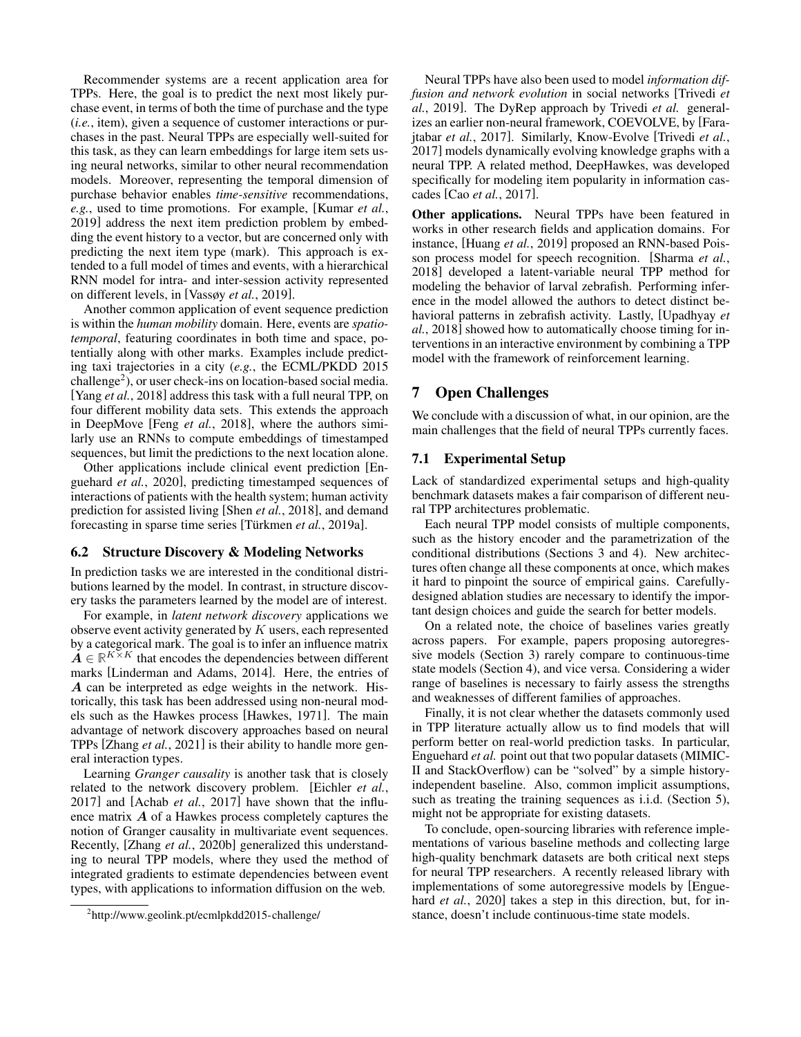Recommender systems are a recent application area for TPPs. Here, the goal is to predict the next most likely purchase event, in terms of both the time of purchase and the type (*i.e.*, item), given a sequence of customer interactions or purchases in the past. Neural TPPs are especially well-suited for this task, as they can learn embeddings for large item sets using neural networks, similar to other neural recommendation models. Moreover, representing the temporal dimension of purchase behavior enables *time-sensitive* recommendations, *e.g.*, used to time promotions. For example, [Kumar *et al.*, 2019] address the next item prediction problem by embedding the event history to a vector, but are concerned only with predicting the next item type (mark). This approach is extended to a full model of times and events, with a hierarchical RNN model for intra- and inter-session activity represented on different levels, in [Vassøy *et al.*, 2019].

Another common application of event sequence prediction is within the *human mobility* domain. Here, events are *spatio-temporal*, featuring coordinates in both time and space, potentially along with other marks. Examples include predicting taxi trajectories in a city (*e.g.*, the ECML/PKDD 2015 challenge[2]), or user check-ins on location-based social media. [Yang *et al.*, 2018] address this task with a full neural TPP, on four different mobility data sets. This extends the approach in DeepMove [Feng *et al.*, 2018], where the authors similarly use an RNNs to compute embeddings of timestamped sequences, but limit the predictions to the next location alone.

Other applications include clinical event prediction [Enguehard *et al.*, 2020], predicting timestamped sequences of interactions of patients with the health system; human activity prediction for assisted living [Shen *et al.*, 2018], and demand forecasting in sparse time series [Türkmen *et al.*, 2019a].

### 6.2 Structure Discovery & Modeling Networks

In prediction tasks we are interested in the conditional distributions learned by the model. In contrast, in structure discovery tasks the parameters learned by the model are of interest.

For example, in *latent network discovery* applications we observe event activity generated by $K$ users, each represented by a categorical mark. The goal is to infer an influence matrix $\boldsymbol{A} \in \mathbb{R}^{K \times K}$ that encodes the dependencies between different marks [Linderman and Adams, 2014]. Here, the entries of $\boldsymbol{A}$ can be interpreted as edge weights in the network. Historically, this task has been addressed using non-neural models such as the Hawkes process [Hawkes, 1971]. The main advantage of network discovery approaches based on neural TPPs [Zhang *et al.*, 2021] is their ability to handle more general interaction types.

Learning *Granger causality* is another task that is closely related to the network discovery problem. [Eichler *et al.*, 2017] and [Achab *et al.*, 2017] have shown that the influence matrix $\boldsymbol{A}$ of a Hawkes process completely captures the notion of Granger causality in multivariate event sequences. Recently, [Zhang *et al.*, 2020b] generalized this understanding to neural TPP models, where they used the method of integrated gradients to estimate dependencies between event types, with applications to information diffusion on the web.

[2]http://www.geolink.pt/ecmlpkdd2015-challenge/

Neural TPPs have also been used to model *information diffusion and network evolution* in social networks [Trivedi *et al.*, 2019]. The DyRep approach by Trivedi *et al.* generalizes an earlier non-neural framework, COEVOLVE, by [Farajtabar *et al.*, 2017]. Similarly, Know-Evolve [Trivedi *et al.*, 2017] models dynamically evolving knowledge graphs with a neural TPP. A related method, DeepHawkes, was developed specifically for modeling item popularity in information cascades [Cao *et al.*, 2017].

**Other applications.** Neural TPPs have been featured in works in other research fields and application domains. For instance, [Huang *et al.*, 2019] proposed an RNN-based Poisson process model for speech recognition. [Sharma *et al.*, 2018] developed a latent-variable neural TPP method for modeling the behavior of larval zebrafish. Performing inference in the model allowed the authors to detect distinct behavioral patterns in zebrafish activity. Lastly, [Upadhyay *et al.*, 2018] showed how to automatically choose timing for interventions in an interactive environment by combining a TPP model with the framework of reinforcement learning.

## 7 Open Challenges

We conclude with a discussion of what, in our opinion, are the main challenges that the field of neural TPPs currently faces.

### 7.1 Experimental Setup

Lack of standardized experimental setups and high-quality benchmark datasets makes a fair comparison of different neural TPP architectures problematic.

Each neural TPP model consists of multiple components, such as the history encoder and the parametrization of the conditional distributions (Sections 3 and 4). New architectures often change all these components at once, which makes it hard to pinpoint the source of empirical gains. Carefully-designed ablation studies are necessary to identify the important design choices and guide the search for better models.

On a related note, the choice of baselines varies greatly across papers. For example, papers proposing autoregressive models (Section 3) rarely compare to continuous-time state models (Section 4), and vice versa. Considering a wider range of baselines is necessary to fairly assess the strengths and weaknesses of different families of approaches.

Finally, it is not clear whether the datasets commonly used in TPP literature actually allow us to find models that will perform better on real-world prediction tasks. In particular, Enguehard *et al.* point out that two popular datasets (MIMIC-II and StackOverflow) can be "solved" by a simple history-independent baseline. Also, common implicit assumptions, such as treating the training sequences as i.i.d. (Section 5), might not be appropriate for existing datasets.

To conclude, open-sourcing libraries with reference implementations of various baseline methods and collecting large high-quality benchmark datasets are both critical next steps for neural TPP researchers. A recently released library with implementations of some autoregressive models by [Enguehard *et al.*, 2020] takes a step in this direction, but, for instance, doesn't include continuous-time state models.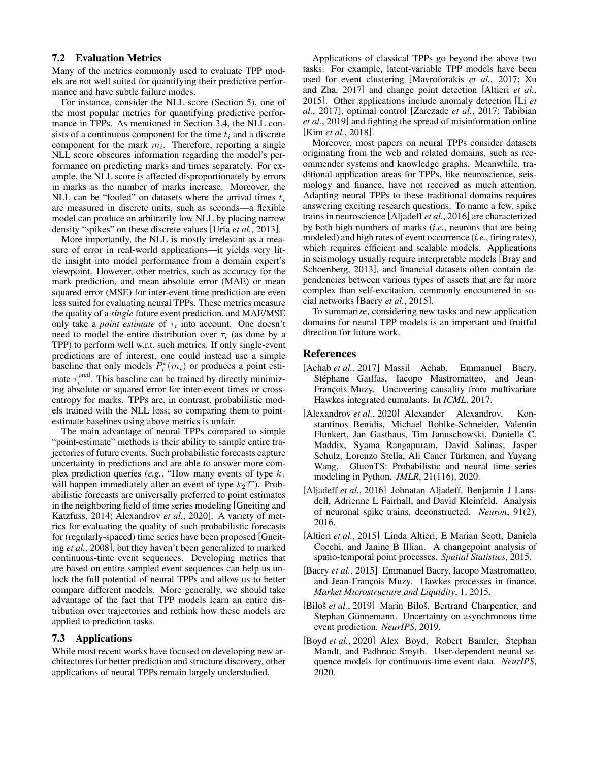### 7.2 Evaluation Metrics

Many of the metrics commonly used to evaluate TPP models are not well suited for quantifying their predictive performance and have subtle failure modes.

For instance, consider the NLL score (Section 5), one of the most popular metrics for quantifying predictive performance in TPPs. As mentioned in Section 3.4, the NLL consists of a continuous component for the time $t_i$ and a discrete component for the mark $m_i$. Therefore, reporting a single NLL score obscures information regarding the model's performance on predicting marks and times separately. For example, the NLL score is affected disproportionately by errors in marks as the number of marks increase. Moreover, the NLL can be "fooled" on datasets where the arrival times $t_i$ are measured in discrete units, such as seconds—a flexible model can produce an arbitrarily low NLL by placing narrow density "spikes" on these discrete values [Uria *et al.*, 2013].

More importantly, the NLL is mostly irrelevant as a measure of error in real-world applications—it yields very little insight into model performance from a domain expert's viewpoint. However, other metrics, such as accuracy for the mark prediction, and mean absolute error (MAE) or mean squared error (MSE) for inter-event time prediction are even less suited for evaluating neural TPPs. These metrics measure the quality of a *single* future event prediction, and MAE/MSE only take a *point estimate* of $\tau_i$ into account. One doesn't need to model the entire distribution over $\tau_i$ (as done by a TPP) to perform well w.r.t. such metrics. If only single-event predictions are of interest, one could instead use a simple baseline that only models $P_i^*(m_i)$ or produces a point estimate $\tau_i^{\text{pred}}$. This baseline can be trained by directly minimizing absolute or squared error for inter-event times or cross-entropy for marks. TPPs are, in contrast, probabilistic models trained with the NLL loss; so comparing them to point-estimate baselines using above metrics is unfair.

The main advantage of neural TPPs compared to simple "point-estimate" methods is their ability to sample entire trajectories of future events. Such probabilistic forecasts capture uncertainty in predictions and are able to answer more complex prediction queries (*e.g.*, "How many events of type $k_1$ will happen immediately after an event of type $k_2$?"). Probabilistic forecasts are universally preferred to point estimates in the neighboring field of time series modeling [Gneiting and Katzfuss, 2014; Alexandrov *et al.*, 2020]. A variety of metrics for evaluating the quality of such probabilistic forecasts for (regularly-spaced) time series have been proposed [Gneiting *et al.*, 2008], but they haven't been generalized to marked continuous-time event sequences. Developing metrics that are based on entire sampled event sequences can help us unlock the full potential of neural TPPs and allow us to better compare different models. More generally, we should take advantage of the fact that TPP models learn an entire distribution over trajectories and rethink how these models are applied to prediction tasks.

### 7.3 Applications

While most recent works have focused on developing new architectures for better prediction and structure discovery, other applications of neural TPPs remain largely understudied.

Applications of classical TPPs go beyond the above two tasks. For example, latent-variable TPP models have been used for event clustering [Mavroforakis *et al.*, 2017; Xu and Zha, 2017] and change point detection [Altieri *et al.*, 2015]. Other applications include anomaly detection [Li *et al.*, 2017], optimal control [Zarezade *et al.*, 2017; Tabibian *et al.*, 2019] and fighting the spread of misinformation online [Kim *et al.*, 2018].

Moreover, most papers on neural TPPs consider datasets originating from the web and related domains, such as recommender systems and knowledge graphs. Meanwhile, traditional application areas for TPPs, like neuroscience, seismology and finance, have not received as much attention. Adapting neural TPPs to these traditional domains requires answering exciting research questions. To name a few, spike trains in neuroscience [Aljadeff *et al.*, 2016] are characterized by both high numbers of marks (*i.e.*, neurons that are being modeled) and high rates of event occurrence (*i.e.*, firing rates), which requires efficient and scalable models. Applications in seismology usually require interpretable models [Bray and Schoenberg, 2013], and financial datasets often contain dependencies between various types of assets that are far more complex than self-excitation, commonly encountered in social networks [Bacry *et al.*, 2015].

To summarize, considering new tasks and new application domains for neural TPP models is an important and fruitful direction for future work.

## References

[Achab *et al.*, 2017] Massil Achab, Emmanuel Bacry, Stéphane Gaıffas, Iacopo Mastromatteo, and Jean-François Muzy. Uncovering causality from multivariate Hawkes integrated cumulants. In *ICML*, 2017.

[Alexandrov *et al.*, 2020] Alexander Alexandrov, Konstantinos Benidis, Michael Bohlke-Schneider, Valentin Flunkert, Jan Gasthaus, Tim Januschowski, Danielle C. Maddix, Syama Rangapuram, David Salinas, Jasper Schulz, Lorenzo Stella, Ali Caner Türkmen, and Yuyang Wang. GluonTS: Probabilistic and neural time series modeling in Python. *JMLR*, 21(116), 2020.

[Aljadeff *et al.*, 2016] Johnatan Aljadeff, Benjamin J Lansdell, Adrienne L Fairhall, and David Kleinfeld. Analysis of neuronal spike trains, deconstructed. *Neuron*, 91(2), 2016.

[Altieri *et al.*, 2015] Linda Altieri, E Marian Scott, Daniela Cocchi, and Janine B Illian. A changepoint analysis of spatio-temporal point processes. *Spatial Statistics*, 2015.

[Bacry *et al.*, 2015] Emmanuel Bacry, Iacopo Mastromatteo, and Jean-François Muzy. Hawkes processes in finance. *Market Microstructure and Liquidity*, 1, 2015.

[Biloš *et al.*, 2019] Marin Biloš, Bertrand Charpentier, and Stephan Günnemann. Uncertainty on asynchronous time event prediction. *NeurIPS*, 2019.

[Boyd *et al.*, 2020] Alex Boyd, Robert Bamler, Stephan Mandt, and Padhraic Smyth. User-dependent neural sequence models for continuous-time event data. *NeurIPS*, 2020.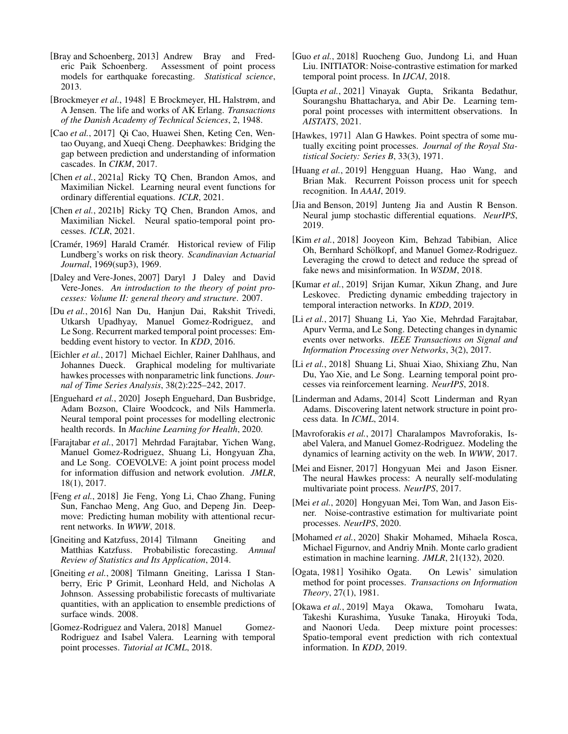[Bray and Schoenberg, 2013] Andrew Bray and Frederic Paik Schoenberg. Assessment of point process models for earthquake forecasting. *Statistical science*, 2013.

[Brockmeyer *et al.*, 1948] E Brockmeyer, HL Halstrøm, and A Jensen. The life and works of AK Erlang. *Transactions of the Danish Academy of Technical Sciences*, 2, 1948.

[Cao *et al.*, 2017] Qi Cao, Huawei Shen, Keting Cen, Wentao Ouyang, and Xueqi Cheng. Deephawkes: Bridging the gap between prediction and understanding of information cascades. In *CIKM*, 2017.

[Chen *et al.*, 2021a] Ricky TQ Chen, Brandon Amos, and Maximilian Nickel. Learning neural event functions for ordinary differential equations. *ICLR*, 2021.

[Chen *et al.*, 2021b] Ricky TQ Chen, Brandon Amos, and Maximilian Nickel. Neural spatio-temporal point processes. *ICLR*, 2021.

[Cramér, 1969] Harald Cramér. Historical review of Filip Lundberg's works on risk theory. *Scandinavian Actuarial Journal*, 1969(sup3), 1969.

[Daley and Vere-Jones, 2007] Daryl J Daley and David Vere-Jones. *An introduction to the theory of point processes: Volume II: general theory and structure*. 2007.

[Du *et al.*, 2016] Nan Du, Hanjun Dai, Rakshit Trivedi, Utkarsh Upadhyay, Manuel Gomez-Rodriguez, and Le Song. Recurrent marked temporal point processes: Embedding event history to vector. In *KDD*, 2016.

[Eichler *et al.*, 2017] Michael Eichler, Rainer Dahlhaus, and Johannes Dueck. Graphical modeling for multivariate hawkes processes with nonparametric link functions. *Journal of Time Series Analysis*, 38(2):225–242, 2017.

[Enguehard *et al.*, 2020] Joseph Enguehard, Dan Busbridge, Adam Bozson, Claire Woodcock, and Nils Hammerla. Neural temporal point processes for modelling electronic health records. In *Machine Learning for Health*, 2020.

[Farajtabar *et al.*, 2017] Mehrdad Farajtabar, Yichen Wang, Manuel Gomez-Rodriguez, Shuang Li, Hongyuan Zha, and Le Song. COEVOLVE: A joint point process model for information diffusion and network evolution. *JMLR*, 18(1), 2017.

[Feng *et al.*, 2018] Jie Feng, Yong Li, Chao Zhang, Funing Sun, Fanchao Meng, Ang Guo, and Depeng Jin. Deepmove: Predicting human mobility with attentional recurrent networks. In *WWW*, 2018.

[Gneiting and Katzfuss, 2014] Tilmann Gneiting and Matthias Katzfuss. Probabilistic forecasting. *Annual Review of Statistics and Its Application*, 2014.

[Gneiting *et al.*, 2008] Tilmann Gneiting, Larissa I Stanberry, Eric P Grimit, Leonhard Held, and Nicholas A Johnson. Assessing probabilistic forecasts of multivariate quantities, with an application to ensemble predictions of surface winds. 2008.

[Gomez-Rodriguez and Valera, 2018] Manuel Gomez-Rodriguez and Isabel Valera. Learning with temporal point processes. *Tutorial at ICML*, 2018.

[Guo *et al.*, 2018] Ruocheng Guo, Jundong Li, and Huan Liu. INITIATOR: Noise-contrastive estimation for marked temporal point process. In *IJCAI*, 2018.

[Gupta *et al.*, 2021] Vinayak Gupta, Srikanta Bedathur, Sourangshu Bhattacharya, and Abir De. Learning temporal point processes with intermittent observations. In *AISTATS*, 2021.

[Hawkes, 1971] Alan G Hawkes. Point spectra of some mutually exciting point processes. *Journal of the Royal Statistical Society: Series B*, 33(3), 1971.

[Huang *et al.*, 2019] Hengguan Huang, Hao Wang, and Brian Mak. Recurrent Poisson process unit for speech recognition. In *AAAI*, 2019.

[Jia and Benson, 2019] Junteng Jia and Austin R Benson. Neural jump stochastic differential equations. *NeurIPS*, 2019.

[Kim *et al.*, 2018] Jooyeon Kim, Behzad Tabibian, Alice Oh, Bernhard Schölkopf, and Manuel Gomez-Rodriguez. Leveraging the crowd to detect and reduce the spread of fake news and misinformation. In *WSDM*, 2018.

[Kumar *et al.*, 2019] Srijan Kumar, Xikun Zhang, and Jure Leskovec. Predicting dynamic embedding trajectory in temporal interaction networks. In *KDD*, 2019.

[Li *et al.*, 2017] Shuang Li, Yao Xie, Mehrdad Farajtabar, Apurv Verma, and Le Song. Detecting changes in dynamic events over networks. *IEEE Transactions on Signal and Information Processing over Networks*, 3(2), 2017.

[Li *et al.*, 2018] Shuang Li, Shuai Xiao, Shixiang Zhu, Nan Du, Yao Xie, and Le Song. Learning temporal point processes via reinforcement learning. *NeurIPS*, 2018.

[Linderman and Adams, 2014] Scott Linderman and Ryan Adams. Discovering latent network structure in point process data. In *ICML*, 2014.

[Mavroforakis *et al.*, 2017] Charalampos Mavroforakis, Isabel Valera, and Manuel Gomez-Rodriguez. Modeling the dynamics of learning activity on the web. In *WWW*, 2017.

[Mei and Eisner, 2017] Hongyuan Mei and Jason Eisner. The neural Hawkes process: A neurally self-modulating multivariate point process. *NeurIPS*, 2017.

[Mei *et al.*, 2020] Hongyuan Mei, Tom Wan, and Jason Eisner. Noise-contrastive estimation for multivariate point processes. *NeurIPS*, 2020.

[Mohamed *et al.*, 2020] Shakir Mohamed, Mihaela Rosca, Michael Figurnov, and Andriy Mnih. Monte carlo gradient estimation in machine learning. *JMLR*, 21(132), 2020.

[Ogata, 1981] Yosihiko Ogata. On Lewis' simulation method for point processes. *Transactions on Information Theory*, 27(1), 1981.

[Okawa *et al.*, 2019] Maya Okawa, Tomoharu Iwata, Takeshi Kurashima, Yusuke Tanaka, Hiroyuki Toda, and Naonori Ueda. Deep mixture point processes: Spatio-temporal event prediction with rich contextual information. In *KDD*, 2019.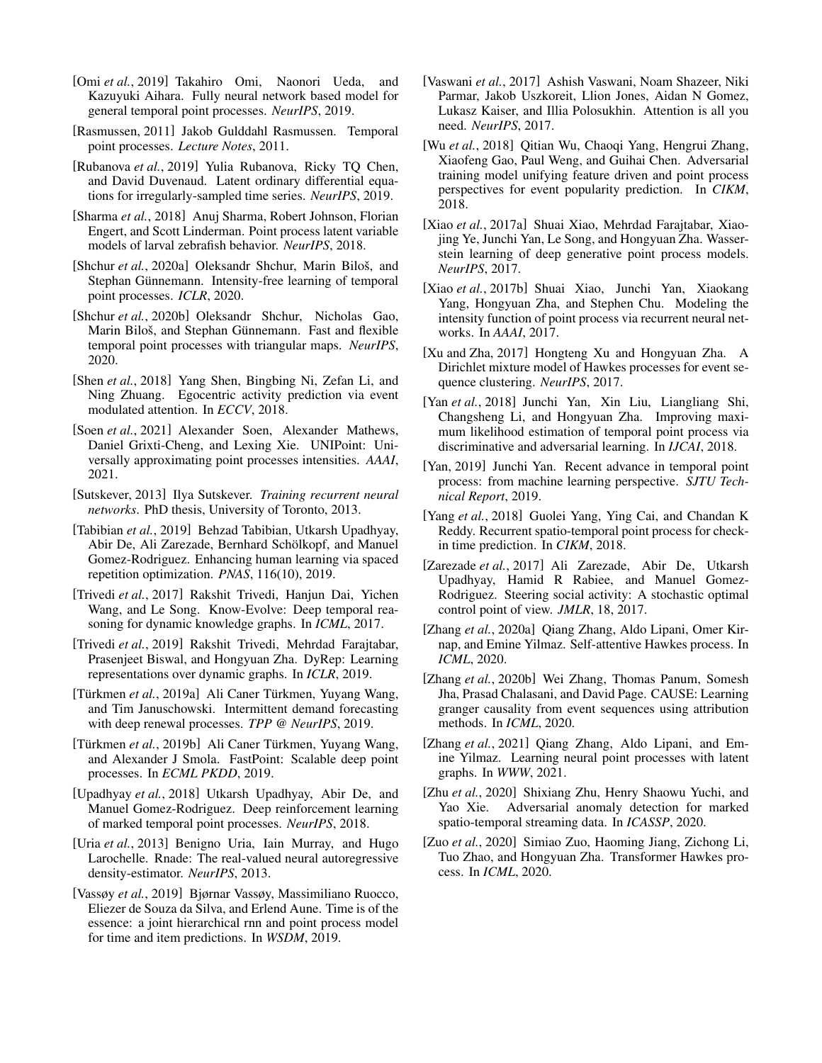[Omi *et al.*, 2019] Takahiro Omi, Naonori Ueda, and Kazuyuki Aihara. Fully neural network based model for general temporal point processes. *NeurIPS*, 2019.

[Rasmussen, 2011] Jakob Gulddahl Rasmussen. Temporal point processes. *Lecture Notes*, 2011.

[Rubanova *et al.*, 2019] Yulia Rubanova, Ricky TQ Chen, and David Duvenaud. Latent ordinary differential equations for irregularly-sampled time series. *NeurIPS*, 2019.

[Sharma *et al.*, 2018] Anuj Sharma, Robert Johnson, Florian Engert, and Scott Linderman. Point process latent variable models of larval zebrafish behavior. *NeurIPS*, 2018.

[Shchur *et al.*, 2020a] Oleksandr Shchur, Marin Biloš, and Stephan Günnemann. Intensity-free learning of temporal point processes. *ICLR*, 2020.

[Shchur *et al.*, 2020b] Oleksandr Shchur, Nicholas Gao, Marin Biloš, and Stephan Günnemann. Fast and flexible temporal point processes with triangular maps. *NeurIPS*, 2020.

[Shen *et al.*, 2018] Yang Shen, Bingbing Ni, Zefan Li, and Ning Zhuang. Egocentric activity prediction via event modulated attention. In *ECCV*, 2018.

[Soen *et al.*, 2021] Alexander Soen, Alexander Mathews, Daniel Grixti-Cheng, and Lexing Xie. UNIPoint: Universally approximating point processes intensities. *AAAI*, 2021.

[Sutskever, 2013] Ilya Sutskever. *Training recurrent neural networks*. PhD thesis, University of Toronto, 2013.

[Tabibian *et al.*, 2019] Behzad Tabibian, Utkarsh Upadhyay, Abir De, Ali Zarezade, Bernhard Schölkopf, and Manuel Gomez-Rodriguez. Enhancing human learning via spaced repetition optimization. *PNAS*, 116(10), 2019.

[Trivedi *et al.*, 2017] Rakshit Trivedi, Hanjun Dai, Yichen Wang, and Le Song. Know-Evolve: Deep temporal reasoning for dynamic knowledge graphs. In *ICML*, 2017.

[Trivedi *et al.*, 2019] Rakshit Trivedi, Mehrdad Farajtabar, Prasenjeet Biswal, and Hongyuan Zha. DyRep: Learning representations over dynamic graphs. In *ICLR*, 2019.

[Türkmen *et al.*, 2019a] Ali Caner Türkmen, Yuyang Wang, and Tim Januschowski. Intermittent demand forecasting with deep renewal processes. *TPP @ NeurIPS*, 2019.

[Türkmen *et al.*, 2019b] Ali Caner Türkmen, Yuyang Wang, and Alexander J Smola. FastPoint: Scalable deep point processes. In *ECML PKDD*, 2019.

[Upadhyay *et al.*, 2018] Utkarsh Upadhyay, Abir De, and Manuel Gomez-Rodriguez. Deep reinforcement learning of marked temporal point processes. *NeurIPS*, 2018.

[Uria *et al.*, 2013] Benigno Uria, Iain Murray, and Hugo Larochelle. Rnade: The real-valued neural autoregressive density-estimator. *NeurIPS*, 2013.

[Vassøy *et al.*, 2019] Bjørnar Vassøy, Massimiliano Ruocco, Eliezer de Souza da Silva, and Erlend Aune. Time is of the essence: a joint hierarchical rnn and point process model for time and item predictions. In *WSDM*, 2019.

[Vaswani *et al.*, 2017] Ashish Vaswani, Noam Shazeer, Niki Parmar, Jakob Uszkoreit, Llion Jones, Aidan N Gomez, Lukasz Kaiser, and Illia Polosukhin. Attention is all you need. *NeurIPS*, 2017.

[Wu *et al.*, 2018] Qitian Wu, Chaoqi Yang, Hengrui Zhang, Xiaofeng Gao, Paul Weng, and Guihai Chen. Adversarial training model unifying feature driven and point process perspectives for event popularity prediction. In *CIKM*, 2018.

[Xiao *et al.*, 2017a] Shuai Xiao, Mehrdad Farajtabar, Xiaojing Ye, Junchi Yan, Le Song, and Hongyuan Zha. Wasserstein learning of deep generative point process models. *NeurIPS*, 2017.

[Xiao *et al.*, 2017b] Shuai Xiao, Junchi Yan, Xiaokang Yang, Hongyuan Zha, and Stephen Chu. Modeling the intensity function of point process via recurrent neural networks. In *AAAI*, 2017.

[Xu and Zha, 2017] Hongteng Xu and Hongyuan Zha. A Dirichlet mixture model of Hawkes processes for event sequence clustering. *NeurIPS*, 2017.

[Yan *et al.*, 2018] Junchi Yan, Xin Liu, Liangliang Shi, Changsheng Li, and Hongyuan Zha. Improving maximum likelihood estimation of temporal point process via discriminative and adversarial learning. In *IJCAI*, 2018.

[Yan, 2019] Junchi Yan. Recent advance in temporal point process: from machine learning perspective. *SJTU Technical Report*, 2019.

[Yang *et al.*, 2018] Guolei Yang, Ying Cai, and Chandan K Reddy. Recurrent spatio-temporal point process for check-in time prediction. In *CIKM*, 2018.

[Zarezade *et al.*, 2017] Ali Zarezade, Abir De, Utkarsh Upadhyay, Hamid R Rabiee, and Manuel Gomez-Rodriguez. Steering social activity: A stochastic optimal control point of view. *JMLR*, 18, 2017.

[Zhang *et al.*, 2020a] Qiang Zhang, Aldo Lipani, Omer Kirnap, and Emine Yilmaz. Self-attentive Hawkes process. In *ICML*, 2020.

[Zhang *et al.*, 2020b] Wei Zhang, Thomas Panum, Somesh Jha, Prasad Chalasani, and David Page. CAUSE: Learning granger causality from event sequences using attribution methods. In *ICML*, 2020.

[Zhang *et al.*, 2021] Qiang Zhang, Aldo Lipani, and Emine Yilmaz. Learning neural point processes with latent graphs. In *WWW*, 2021.

[Zhu *et al.*, 2020] Shixiang Zhu, Henry Shaowu Yuchi, and Yao Xie. Adversarial anomaly detection for marked spatio-temporal streaming data. In *ICASSP*, 2020.

[Zuo *et al.*, 2020] Simiao Zuo, Haoming Jiang, Zichong Li, Tuo Zhao, and Hongyuan Zha. Transformer Hawkes process. In *ICML*, 2020.